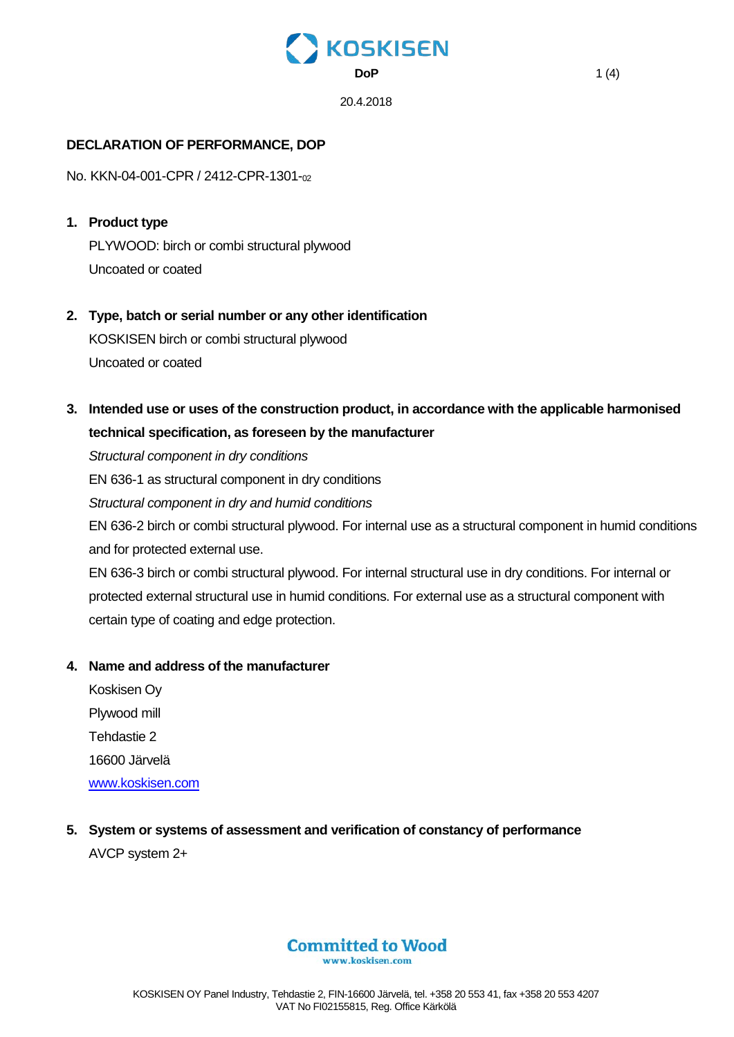DoP

20.4.2018

## DECLARATION OF PERFORMANCE, DOP

No. KKN-04-001-CPR / 2412-CPR-1301-02

1. **Product type**

   PLYWOOD: birch or combi structural plywood

   Uncoated or coated

2. **Type, batch or serial number or any other identification**

   KOSKISEN birch or combi structural plywood

   Uncoated or coated

3. **Intended use or uses of the construction product, in accordance with the applicable harmonised technical specification, as foreseen by the manufacturer**

   *Structural component in dry conditions*

   EN 636-1 as structural component in dry conditions

   *Structural component in dry and humid conditions*

   EN 636-2 birch or combi structural plywood. For internal use as a structural component in humid conditions and for protected external use.

   EN 636-3 birch or combi structural plywood. For internal structural use in dry conditions. For internal or protected external structural use in humid conditions. For external use as a structural component with certain type of coating and edge protection.

4. **Name and address of the manufacturer**

   Koskisen Oy

   Plywood mill

   Tehdastie 2

   16600 Järvelä

   www.koskisen.com

5. **System or systems of assessment and verification of constancy of performance**

   AVCP system 2+

Committed to Wood
www.koskisen.com

KOSKISEN OY Panel Industry, Tehdastie 2, FIN-16600 Järvelä, tel. +358 20 553 41, fax +358 20 553 4207
VAT No FI02155815, Reg. Office Kärkölä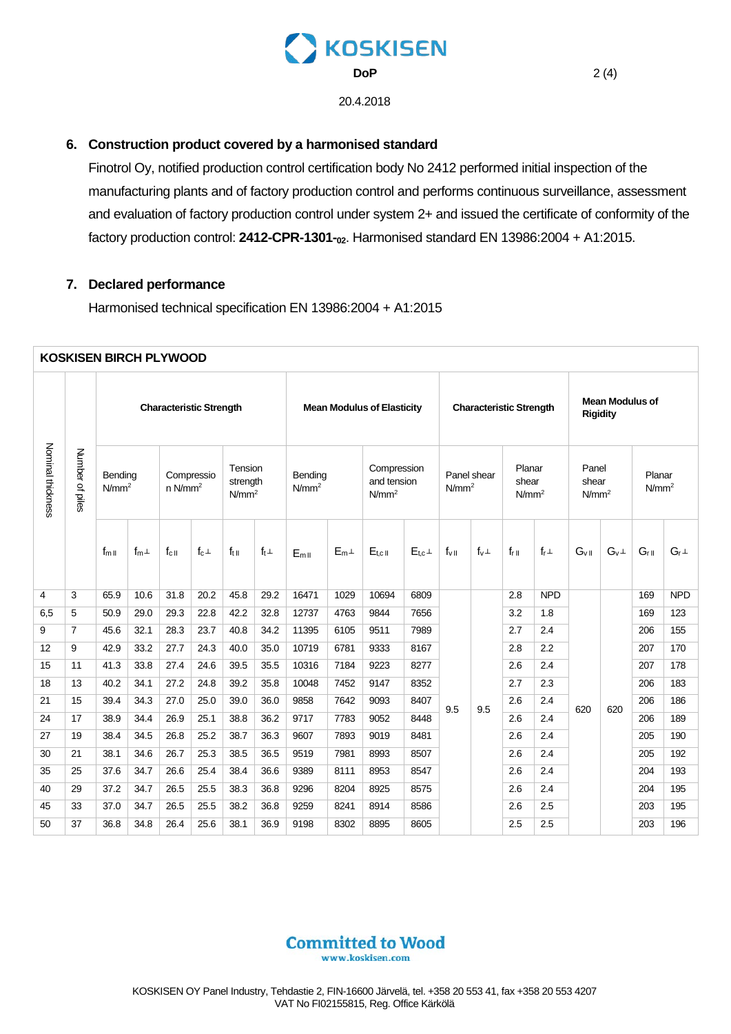## 6. Construction product covered by a harmonised standard

Finotrol Oy, notified production control certification body No 2412 performed initial inspection of the manufacturing plants and of factory production control and performs continuous surveillance, assessment and evaluation of factory production control under system 2+ and issued the certificate of conformity of the factory production control: **2412-CPR-1301-$_{02}$**. Harmonised standard EN 13986:2004 + A1:2015.

## 7. Declared performance

Harmonised technical specification EN 13986:2004 + A1:2015

**KOSKISEN BIRCH PLYWOOD**

| Nominal thickness | Number of plies | Characteristic Strength | | | | | | Mean Modulus of Elasticity | | | | Characteristic Strength | | | | Mean Modulus of Rigidity | | | |
|---|---|---|---|---|---|---|---|---|---|---|---|---|---|---|---|---|---|---|---|
| | | Bending N/mm² | | Compression N/mm² | | Tension strength N/mm² | | Bending N/mm² | | Compression and tension N/mm² | | Panel shear N/mm² | | Planar shear N/mm² | | Panel shear N/mm² | | Planar N/mm² | |
| | | $f_{m\parallel}$ | $f_{m\perp}$ | $f_{c\parallel}$ | $f_{c\perp}$ | $f_{t\parallel}$ | $f_{t\perp}$ | $E_{m\parallel}$ | $E_{m\perp}$ | $E_{t,c\parallel}$ | $E_{t,c\perp}$ | $f_{v\parallel}$ | $f_{v\perp}$ | $f_{r\parallel}$ | $f_{r\perp}$ | $G_{v\parallel}$ | $G_{v\perp}$ | $G_{r\parallel}$ | $G_{r\perp}$ |
| 4 | 3 | 65.9 | 10.6 | 31.8 | 20.2 | 45.8 | 29.2 | 16471 | 1029 | 10694 | 6809 | 9.5 | 9.5 | 2.8 | NPD | 620 | 620 | 169 | NPD |
| 6,5 | 5 | 50.9 | 29.0 | 29.3 | 22.8 | 42.2 | 32.8 | 12737 | 4763 | 9844 | 7656 | 9.5 | 9.5 | 3.2 | 1.8 | 620 | 620 | 169 | 123 |
| 9 | 7 | 45.6 | 32.1 | 28.3 | 23.7 | 40.8 | 34.2 | 11395 | 6105 | 9511 | 7989 | 9.5 | 9.5 | 2.7 | 2.4 | 620 | 620 | 206 | 155 |
| 12 | 9 | 42.9 | 33.2 | 27.7 | 24.3 | 40.0 | 35.0 | 10719 | 6781 | 9333 | 8167 | 9.5 | 9.5 | 2.8 | 2.2 | 620 | 620 | 207 | 170 |
| 15 | 11 | 41.3 | 33.8 | 27.4 | 24.6 | 39.5 | 35.5 | 10316 | 7184 | 9223 | 8277 | 9.5 | 9.5 | 2.6 | 2.4 | 620 | 620 | 207 | 178 |
| 18 | 13 | 40.2 | 34.1 | 27.2 | 24.8 | 39.2 | 35.8 | 10048 | 7452 | 9147 | 8352 | 9.5 | 9.5 | 2.7 | 2.3 | 620 | 620 | 206 | 183 |
| 21 | 15 | 39.4 | 34.3 | 27.0 | 25.0 | 39.0 | 36.0 | 9858 | 7642 | 9093 | 8407 | 9.5 | 9.5 | 2.6 | 2.4 | 620 | 620 | 206 | 186 |
| 24 | 17 | 38.9 | 34.4 | 26.9 | 25.1 | 38.8 | 36.2 | 9717 | 7783 | 9052 | 8448 | 9.5 | 9.5 | 2.6 | 2.4 | 620 | 620 | 206 | 189 |
| 27 | 19 | 38.4 | 34.5 | 26.8 | 25.2 | 38.7 | 36.3 | 9607 | 7893 | 9019 | 8481 | 9.5 | 9.5 | 2.6 | 2.4 | 620 | 620 | 205 | 190 |
| 30 | 21 | 38.1 | 34.6 | 26.7 | 25.3 | 38.5 | 36.5 | 9519 | 7981 | 8993 | 8507 | 9.5 | 9.5 | 2.6 | 2.4 | 620 | 620 | 205 | 192 |
| 35 | 25 | 37.6 | 34.7 | 26.6 | 25.4 | 38.4 | 36.6 | 9389 | 8111 | 8953 | 8547 | 9.5 | 9.5 | 2.6 | 2.4 | 620 | 620 | 204 | 193 |
| 40 | 29 | 37.2 | 34.7 | 26.5 | 25.5 | 38.3 | 36.8 | 9296 | 8204 | 8925 | 8575 | 9.5 | 9.5 | 2.6 | 2.4 | 620 | 620 | 204 | 195 |
| 45 | 33 | 37.0 | 34.7 | 26.5 | 25.5 | 38.2 | 36.8 | 9259 | 8241 | 8914 | 8586 | 9.5 | 9.5 | 2.6 | 2.5 | 620 | 620 | 203 | 195 |
| 50 | 37 | 36.8 | 34.8 | 26.4 | 25.6 | 38.1 | 36.9 | 9198 | 8302 | 8895 | 8605 | 9.5 | 9.5 | 2.5 | 2.5 | 620 | 620 | 203 | 196 |

Committed to Wood
www.koskisen.com

KOSKISEN OY Panel Industry, Tehdastie 2, FIN-16600 Järvelä, tel. +358 20 553 41, fax +358 20 553 4207
VAT No FI02155815, Reg. Office Kärkölä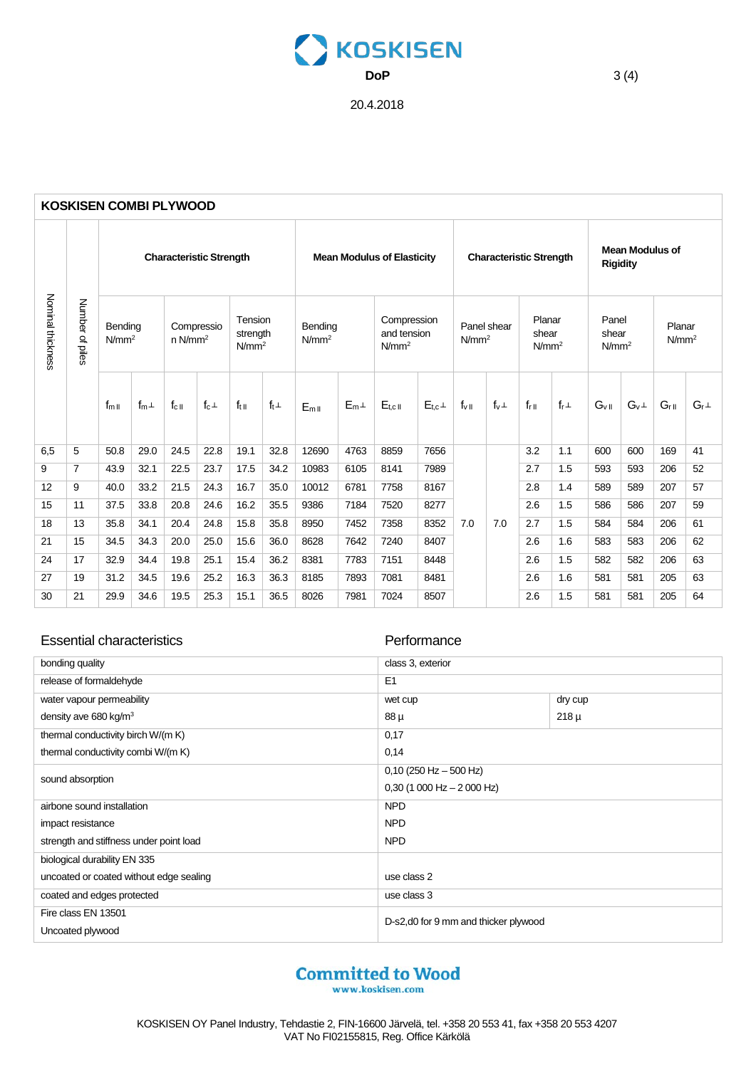KOSKISEN

DoP

20.4.2018

| KOSKISEN COMBI PLYWOOD | | | | | | | | | | | | | | | | | | | | |
|---|---|---|---|---|---|---|---|---|---|---|---|---|---|---|---|---|---|---|---|---|
| Nominal thickness | Number of plies | Characteristic Strength | | | | | | Mean Modulus of Elasticity | | | | Characteristic Strength | | | | Mean Modulus of Rigidity | | | |
| | | Bending $N/mm^2$ | | Compression $N/mm^2$ | | Tension strength $N/mm^2$ | | Bending $N/mm^2$ | | Compression and tension $N/mm^2$ | | Panel shear $N/mm^2$ | | Planar shear $N/mm^2$ | | Panel shear $N/mm^2$ | | Planar $N/mm^2$ | |
| | | $f_{m\parallel}$ | $f_{m\perp}$ | $f_{c\parallel}$ | $f_{c\perp}$ | $f_{t\parallel}$ | $f_{t\perp}$ | $E_{m\parallel}$ | $E_{m\perp}$ | $E_{t,c\parallel}$ | $E_{t,c\perp}$ | $f_{v\parallel}$ | $f_{v\perp}$ | $f_{r\parallel}$ | $f_{r\perp}$ | $G_{v\parallel}$ | $G_{v\perp}$ | $G_{r\parallel}$ | $G_{r\perp}$ |
| 6,5 | 5 | 50.8 | 29.0 | 24.5 | 22.8 | 19.1 | 32.8 | 12690 | 4763 | 8859 | 7656 | 7.0 | 7.0 | 3.2 | 1.1 | 600 | 600 | 169 | 41 |
| 9 | 7 | 43.9 | 32.1 | 22.5 | 23.7 | 17.5 | 34.2 | 10983 | 6105 | 8141 | 7989 | 7.0 | 7.0 | 2.7 | 1.5 | 593 | 593 | 206 | 52 |
| 12 | 9 | 40.0 | 33.2 | 21.5 | 24.3 | 16.7 | 35.0 | 10012 | 6781 | 7758 | 8167 | 7.0 | 7.0 | 2.8 | 1.4 | 589 | 589 | 207 | 57 |
| 15 | 11 | 37.5 | 33.8 | 20.8 | 24.6 | 16.2 | 35.5 | 9386 | 7184 | 7520 | 8277 | 7.0 | 7.0 | 2.6 | 1.5 | 586 | 586 | 207 | 59 |
| 18 | 13 | 35.8 | 34.1 | 20.4 | 24.8 | 15.8 | 35.8 | 8950 | 7452 | 7358 | 8352 | 7.0 | 7.0 | 2.7 | 1.5 | 584 | 584 | 206 | 61 |
| 21 | 15 | 34.5 | 34.3 | 20.0 | 25.0 | 15.6 | 36.0 | 8628 | 7642 | 7240 | 8407 | 7.0 | 7.0 | 2.6 | 1.6 | 583 | 583 | 206 | 62 |
| 24 | 17 | 32.9 | 34.4 | 19.8 | 25.1 | 15.4 | 36.2 | 8381 | 7783 | 7151 | 8448 | 7.0 | 7.0 | 2.6 | 1.5 | 582 | 582 | 206 | 63 |
| 27 | 19 | 31.2 | 34.5 | 19.6 | 25.2 | 16.3 | 36.3 | 8185 | 7893 | 7081 | 8481 | 7.0 | 7.0 | 2.6 | 1.6 | 581 | 581 | 205 | 63 |
| 30 | 21 | 29.9 | 34.6 | 19.5 | 25.3 | 15.1 | 36.5 | 8026 | 7981 | 7024 | 8507 | 7.0 | 7.0 | 2.6 | 1.5 | 581 | 581 | 205 | 64 |

| Essential characteristics | Performance | |
|---|---|---|
| bonding quality | class 3, exterior | |
| release of formaldehyde | E1 | |
| water vapour permeability | wet cup | dry cup |
| density ave 680 kg/m³ | 88 µ | 218 µ |
| thermal conductivity birch W/(m K) | 0,17 | |
| thermal conductivity combi W/(m K) | 0,14 | |
| sound absorption | 0,10 (250 Hz – 500 Hz)<br>0,30 (1 000 Hz – 2 000 Hz) | |
| airbone sound installation | NPD | |
| impact resistance | NPD | |
| strength and stiffness under point load | NPD | |
| biological durability EN 335 | | |
| uncoated or coated without edge sealing | use class 2 | |
| coated and edges protected | use class 3 | |
| Fire class EN 13501<br>Uncoated plywood | D-s2,d0 for 9 mm and thicker plywood | |

Committed to Wood
www.koskisen.com

KOSKISEN OY Panel Industry, Tehdastie 2, FIN-16600 Järvelä, tel. +358 20 553 41, fax +358 20 553 4207
VAT No FI02155815, Reg. Office Kärkölä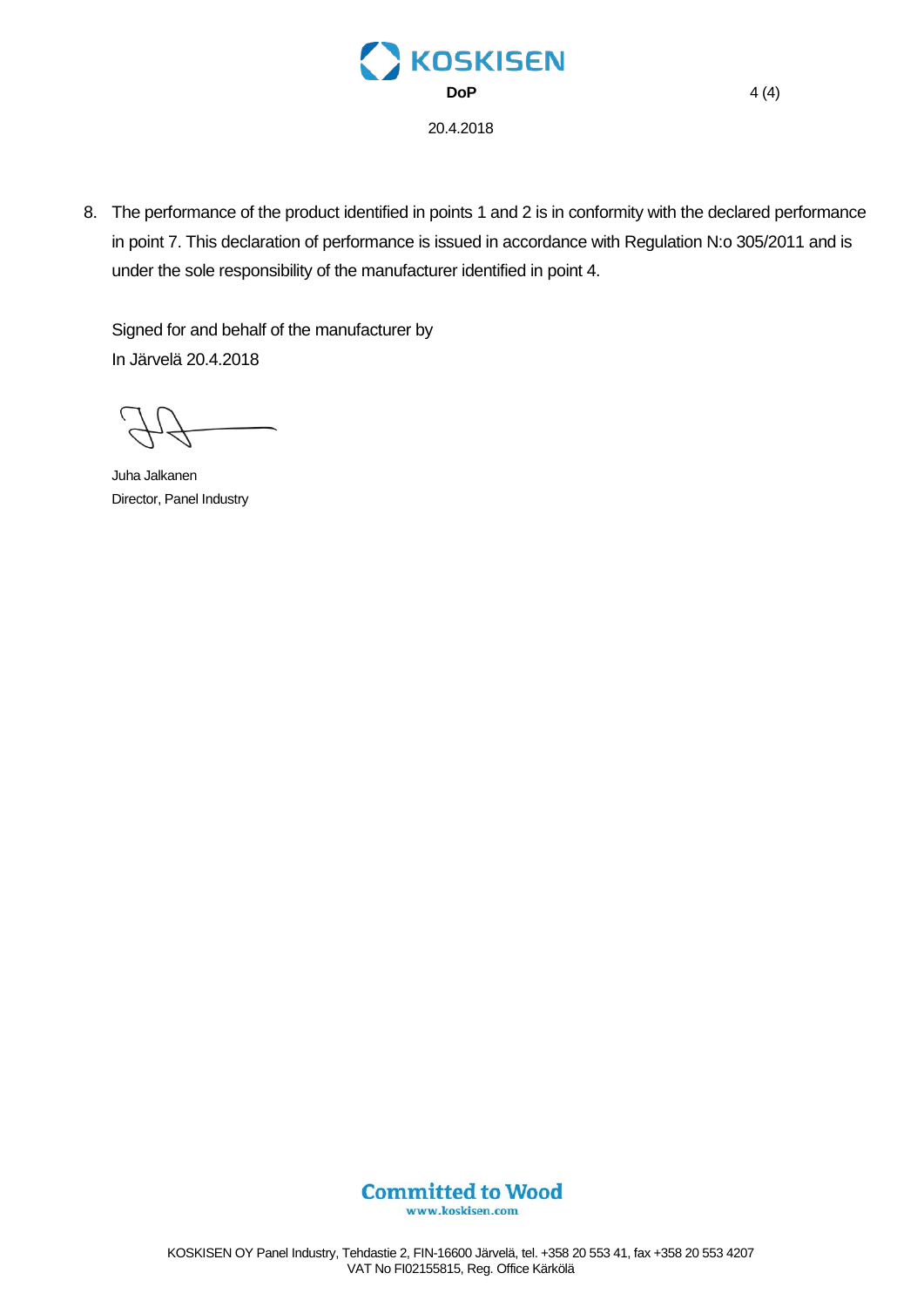8. The performance of the product identified in points 1 and 2 is in conformity with the declared performance in point 7. This declaration of performance is issued in accordance with Regulation N:o 305/2011 and is under the sole responsibility of the manufacturer identified in point 4.

Signed for and behalf of the manufacturer by
In Järvelä 20.4.2018

Juha Jalkanen
Director, Panel Industry

**Committed to Wood**
www.koskisen.com

KOSKISEN OY Panel Industry, Tehdastie 2, FIN-16600 Järvelä, tel. +358 20 553 41, fax +358 20 553 4207
VAT No FI02155815, Reg. Office Kärkölä